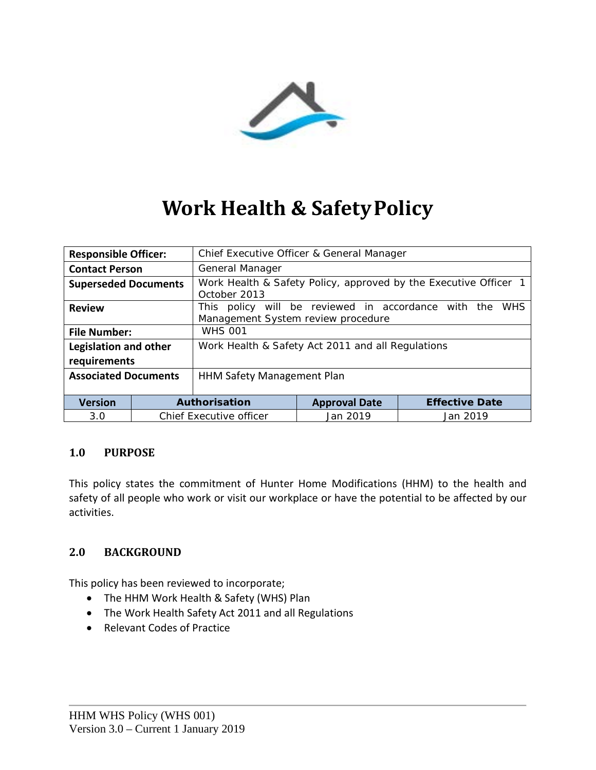# Work Health & Safety Policy

| | | | |
|---|---|---|---|
| **Responsible Officer:** | Chief Executive Officer & General Manager | | |
| **Contact Person** | General Manager | | |
| **Superseded Documents** | Work Health & Safety Policy, approved by the Executive Officer 1 October 2013 | | |
| **Review** | This policy will be reviewed in accordance with the WHS Management System review procedure | | |
| **File Number:** | WHS 001 | | |
| **Legislation and other requirements** | Work Health & Safety Act 2011 and all Regulations | | |
| **Associated Documents** | HHM Safety Management Plan | | |
| **Version** | **Authorisation** | **Approval Date** | **Effective Date** |
| 3.0 | Chief Executive officer | Jan 2019 | Jan 2019 |

## 1.0 PURPOSE

This policy states the commitment of Hunter Home Modifications (HHM) to the health and safety of all people who work or visit our workplace or have the potential to be affected by our activities.

## 2.0 BACKGROUND

This policy has been reviewed to incorporate;

- The HHM Work Health & Safety (WHS) Plan
- The Work Health Safety Act 2011 and all Regulations
- Relevant Codes of Practice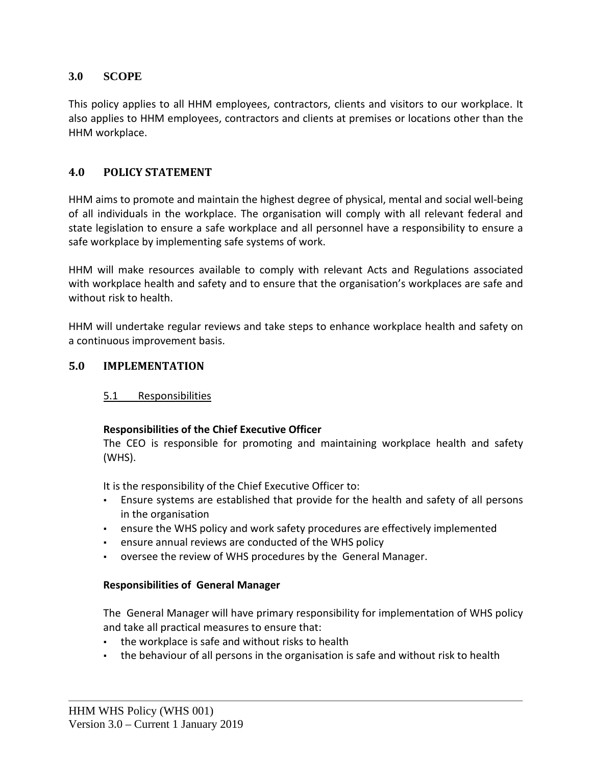## 3.0 SCOPE

This policy applies to all HHM employees, contractors, clients and visitors to our workplace. It also applies to HHM employees, contractors and clients at premises or locations other than the HHM workplace.

## 4.0 POLICY STATEMENT

HHM aims to promote and maintain the highest degree of physical, mental and social well-being of all individuals in the workplace. The organisation will comply with all relevant federal and state legislation to ensure a safe workplace and all personnel have a responsibility to ensure a safe workplace by implementing safe systems of work.

HHM will make resources available to comply with relevant Acts and Regulations associated with workplace health and safety and to ensure that the organisation's workplaces are safe and without risk to health.

HHM will undertake regular reviews and take steps to enhance workplace health and safety on a continuous improvement basis.

## 5.0 IMPLEMENTATION

### 5.1 Responsibilities

**Responsibilities of the Chief Executive Officer**

The CEO is responsible for promoting and maintaining workplace health and safety (WHS).

It is the responsibility of the Chief Executive Officer to:

- Ensure systems are established that provide for the health and safety of all persons in the organisation
- ensure the WHS policy and work safety procedures are effectively implemented
- ensure annual reviews are conducted of the WHS policy
- oversee the review of WHS procedures by the General Manager.

**Responsibilities of General Manager**

The General Manager will have primary responsibility for implementation of WHS policy and take all practical measures to ensure that:

- the workplace is safe and without risks to health
- the behaviour of all persons in the organisation is safe and without risk to health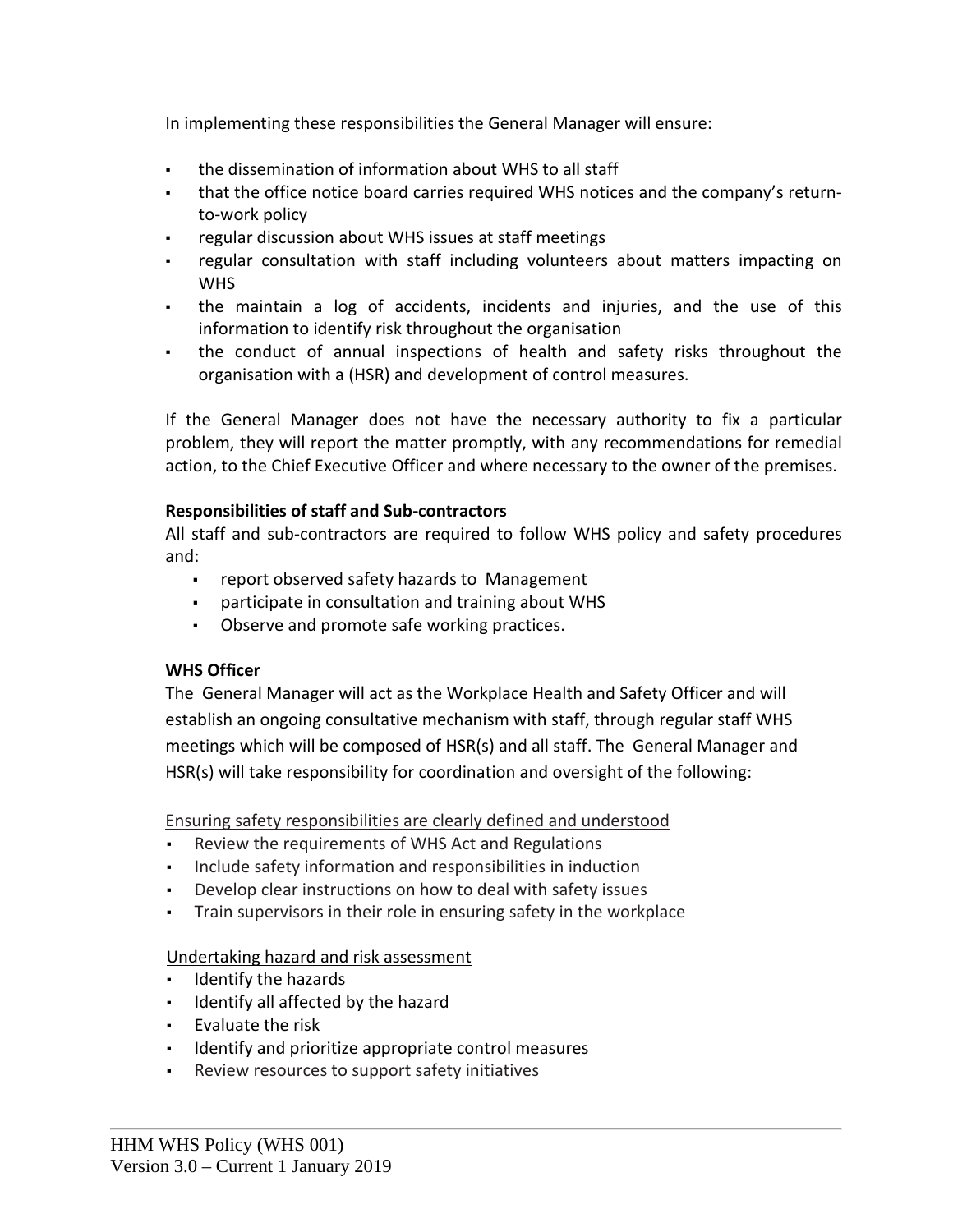In implementing these responsibilities the General Manager will ensure:

- the dissemination of information about WHS to all staff
- that the office notice board carries required WHS notices and the company's return-to-work policy
- regular discussion about WHS issues at staff meetings
- regular consultation with staff including volunteers about matters impacting on WHS
- the maintain a log of accidents, incidents and injuries, and the use of this information to identify risk throughout the organisation
- the conduct of annual inspections of health and safety risks throughout the organisation with a (HSR) and development of control measures.

If the General Manager does not have the necessary authority to fix a particular problem, they will report the matter promptly, with any recommendations for remedial action, to the Chief Executive Officer and where necessary to the owner of the premises.

**Responsibilities of staff and Sub-contractors**

All staff and sub-contractors are required to follow WHS policy and safety procedures and:

- report observed safety hazards to Management
- participate in consultation and training about WHS
- Observe and promote safe working practices.

**WHS Officer**

The General Manager will act as the Workplace Health and Safety Officer and will establish an ongoing consultative mechanism with staff, through regular staff WHS meetings which will be composed of HSR(s) and all staff. The General Manager and HSR(s) will take responsibility for coordination and oversight of the following:

<u>Ensuring safety responsibilities are clearly defined and understood</u>

- Review the requirements of WHS Act and Regulations
- Include safety information and responsibilities in induction
- Develop clear instructions on how to deal with safety issues
- Train supervisors in their role in ensuring safety in the workplace

<u>Undertaking hazard and risk assessment</u>

- Identify the hazards
- Identify all affected by the hazard
- Evaluate the risk
- Identify and prioritize appropriate control measures
- Review resources to support safety initiatives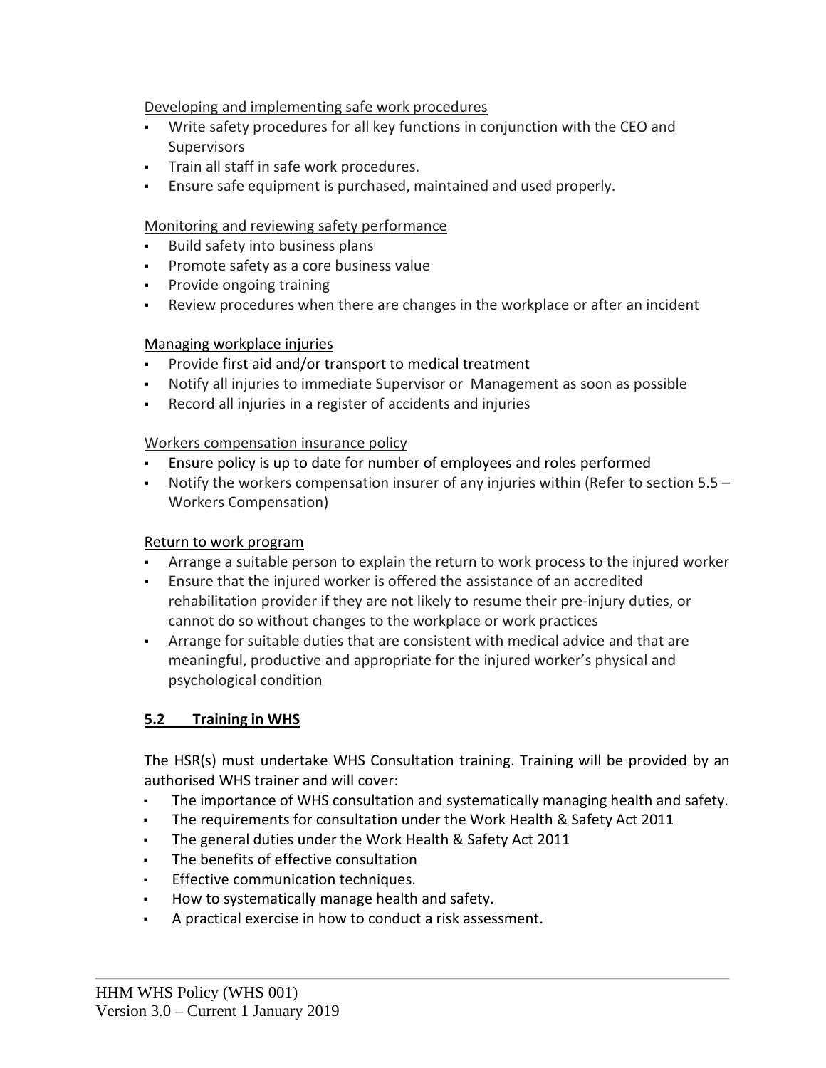Developing and implementing safe work procedures

- Write safety procedures for all key functions in conjunction with the CEO and Supervisors
- Train all staff in safe work procedures.
- Ensure safe equipment is purchased, maintained and used properly.

Monitoring and reviewing safety performance

- Build safety into business plans
- Promote safety as a core business value
- Provide ongoing training
- Review procedures when there are changes in the workplace or after an incident

Managing workplace injuries

- Provide first aid and/or transport to medical treatment
- Notify all injuries to immediate Supervisor or Management as soon as possible
- Record all injuries in a register of accidents and injuries

Workers compensation insurance policy

- Ensure policy is up to date for number of employees and roles performed
- Notify the workers compensation insurer of any injuries within (Refer to section 5.5 – Workers Compensation)

Return to work program

- Arrange a suitable person to explain the return to work process to the injured worker
- Ensure that the injured worker is offered the assistance of an accredited rehabilitation provider if they are not likely to resume their pre-injury duties, or cannot do so without changes to the workplace or work practices
- Arrange for suitable duties that are consistent with medical advice and that are meaningful, productive and appropriate for the injured worker's physical and psychological condition

## 5.2 Training in WHS

The HSR(s) must undertake WHS Consultation training. Training will be provided by an authorised WHS trainer and will cover:

- The importance of WHS consultation and systematically managing health and safety.
- The requirements for consultation under the Work Health & Safety Act 2011
- The general duties under the Work Health & Safety Act 2011
- The benefits of effective consultation
- Effective communication techniques.
- How to systematically manage health and safety.
- A practical exercise in how to conduct a risk assessment.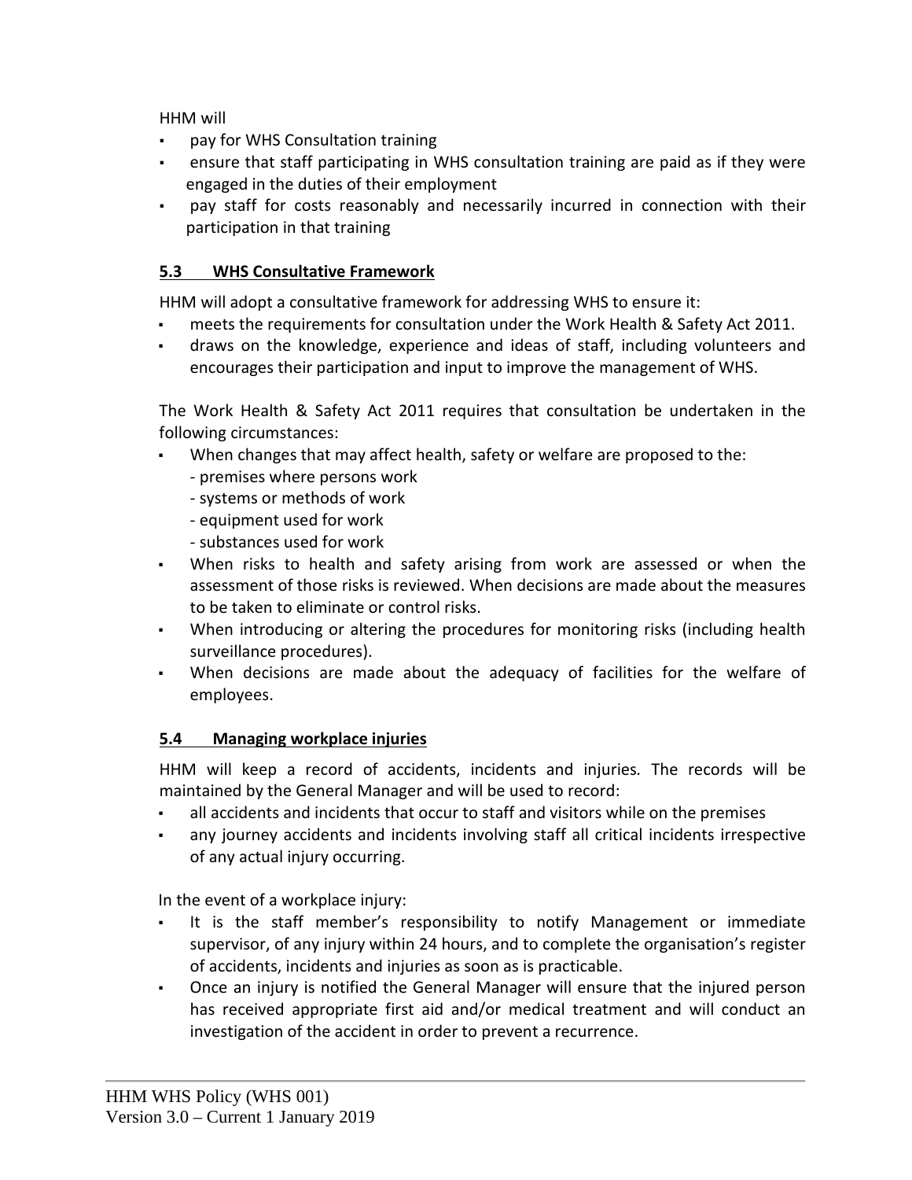HHM will

- pay for WHS Consultation training
- ensure that staff participating in WHS consultation training are paid as if they were engaged in the duties of their employment
- pay staff for costs reasonably and necessarily incurred in connection with their participation in that training

### 5.3 WHS Consultative Framework

HHM will adopt a consultative framework for addressing WHS to ensure it:

- meets the requirements for consultation under the Work Health & Safety Act 2011.
- draws on the knowledge, experience and ideas of staff, including volunteers and encourages their participation and input to improve the management of WHS.

The Work Health & Safety Act 2011 requires that consultation be undertaken in the following circumstances:

- When changes that may affect health, safety or welfare are proposed to the:
  - premises where persons work
  - systems or methods of work
  - equipment used for work
  - substances used for work
- When risks to health and safety arising from work are assessed or when the assessment of those risks is reviewed. When decisions are made about the measures to be taken to eliminate or control risks.
- When introducing or altering the procedures for monitoring risks (including health surveillance procedures).
- When decisions are made about the adequacy of facilities for the welfare of employees.

### 5.4 Managing workplace injuries

HHM will keep a record of accidents, incidents and injuries. The records will be maintained by the General Manager and will be used to record:

- all accidents and incidents that occur to staff and visitors while on the premises
- any journey accidents and incidents involving staff all critical incidents irrespective of any actual injury occurring.

In the event of a workplace injury:

- It is the staff member's responsibility to notify Management or immediate supervisor, of any injury within 24 hours, and to complete the organisation's register of accidents, incidents and injuries as soon as is practicable.
- Once an injury is notified the General Manager will ensure that the injured person has received appropriate first aid and/or medical treatment and will conduct an investigation of the accident in order to prevent a recurrence.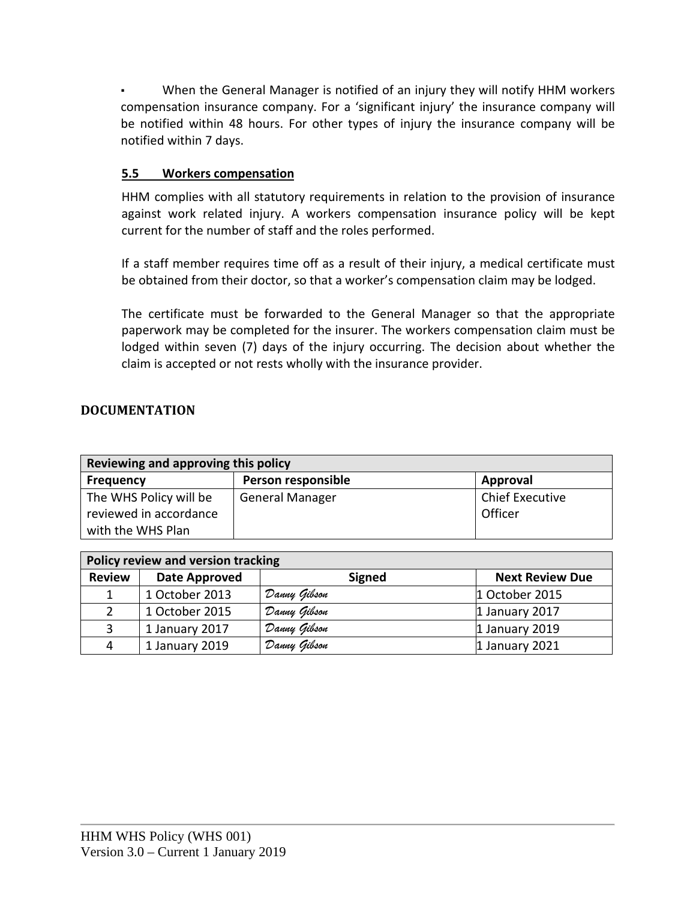- When the General Manager is notified of an injury they will notify HHM workers compensation insurance company. For a 'significant injury' the insurance company will be notified within 48 hours. For other types of injury the insurance company will be notified within 7 days.

### 5.5 Workers compensation

HHM complies with all statutory requirements in relation to the provision of insurance against work related injury. A workers compensation insurance policy will be kept current for the number of staff and the roles performed.

If a staff member requires time off as a result of their injury, a medical certificate must be obtained from their doctor, so that a worker's compensation claim may be lodged.

The certificate must be forwarded to the General Manager so that the appropriate paperwork may be completed for the insurer. The workers compensation claim must be lodged within seven (7) days of the injury occurring. The decision about whether the claim is accepted or not rests wholly with the insurance provider.

## DOCUMENTATION

| Reviewing and approving this policy | | |
|---|---|---|
| **Frequency** | **Person responsible** | **Approval** |
| The WHS Policy will be reviewed in accordance with the WHS Plan | General Manager | Chief Executive Officer |

| Policy review and version tracking | | | |
|---|---|---|---|
| **Review** | **Date Approved** | **Signed** | **Next Review Due** |
| 1 | 1 October 2013 | *Danny Gibson* | 1 October 2015 |
| 2 | 1 October 2015 | *Danny Gibson* | 1 January 2017 |
| 3 | 1 January 2017 | *Danny Gibson* | 1 January 2019 |
| 4 | 1 January 2019 | *Danny Gibson* | 1 January 2021 |